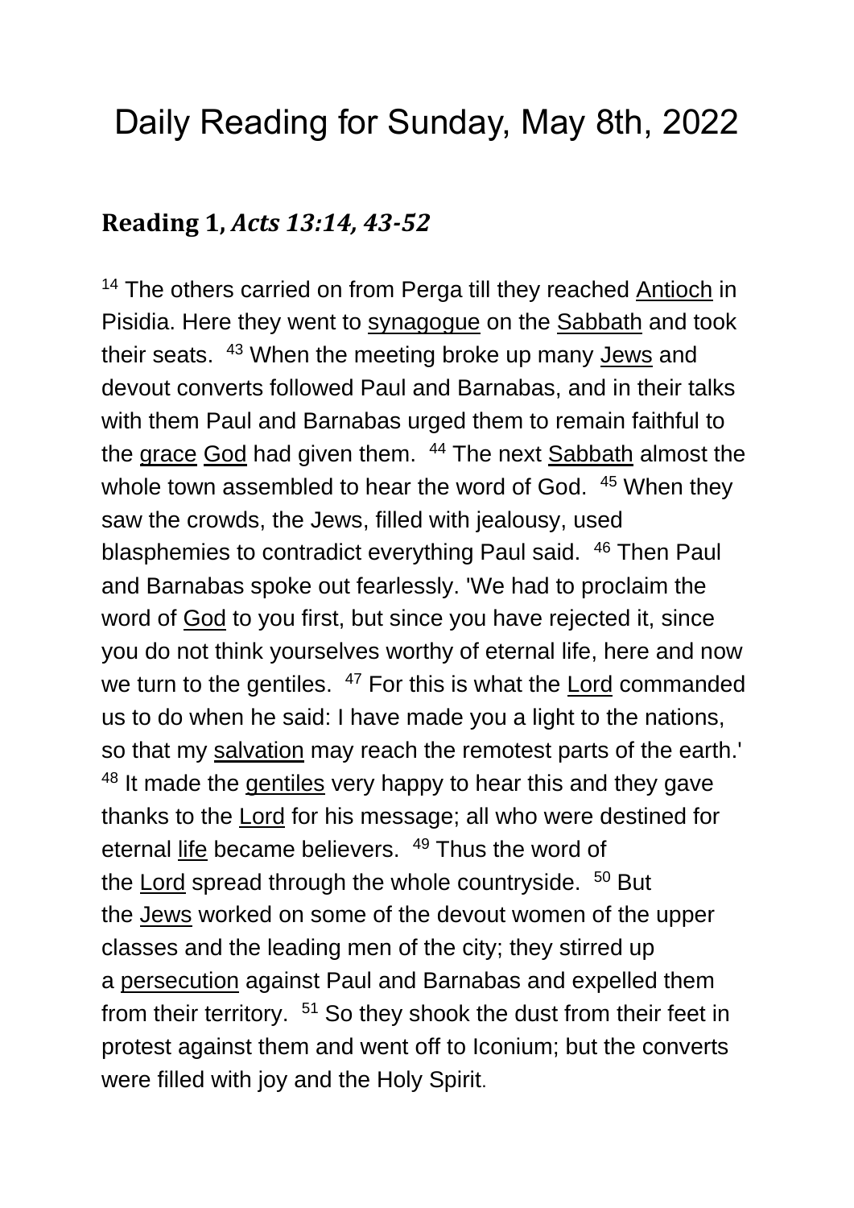# Daily Reading for Sunday, May 8th, 2022

## Reading 1, *Acts 13:14, 43-52*

[14] The others carried on from Perga till they reached Antioch in Pisidia. Here they went to synagogue on the Sabbath and took their seats. [43] When the meeting broke up many Jews and devout converts followed Paul and Barnabas, and in their talks with them Paul and Barnabas urged them to remain faithful to the grace God had given them. [44] The next Sabbath almost the whole town assembled to hear the word of God. [45] When they saw the crowds, the Jews, filled with jealousy, used blasphemies to contradict everything Paul said. [46] Then Paul and Barnabas spoke out fearlessly. 'We had to proclaim the word of God to you first, but since you have rejected it, since you do not think yourselves worthy of eternal life, here and now we turn to the gentiles. [47] For this is what the Lord commanded us to do when he said: I have made you a light to the nations, so that my salvation may reach the remotest parts of the earth.' [48] It made the gentiles very happy to hear this and they gave thanks to the Lord for his message; all who were destined for eternal life became believers. [49] Thus the word of the Lord spread through the whole countryside. [50] But the Jews worked on some of the devout women of the upper classes and the leading men of the city; they stirred up a persecution against Paul and Barnabas and expelled them from their territory. [51] So they shook the dust from their feet in protest against them and went off to Iconium; but the converts were filled with joy and the Holy Spirit.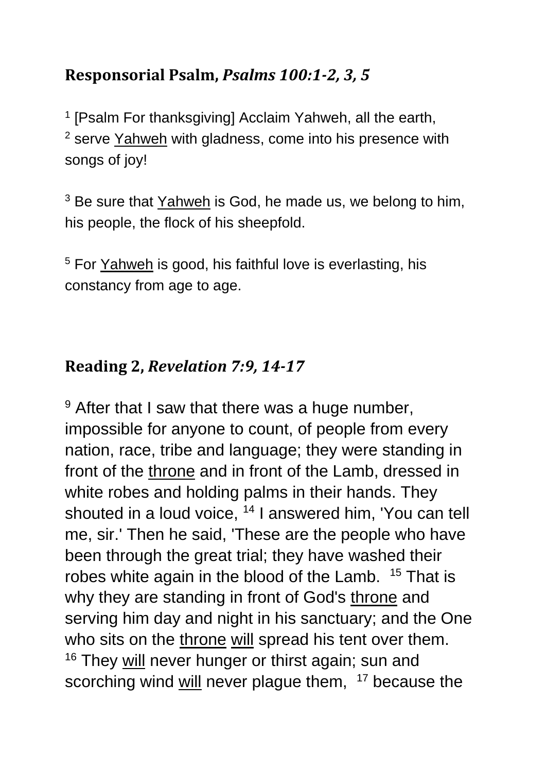## **Responsorial Psalm,** ***Psalms 100:1-2, 3, 5***

[1] [Psalm For thanksgiving] Acclaim Yahweh, all the earth,
[2] serve Yahweh with gladness, come into his presence with songs of joy!

[3] Be sure that Yahweh is God, he made us, we belong to him, his people, the flock of his sheepfold.

[5] For Yahweh is good, his faithful love is everlasting, his constancy from age to age.

## **Reading 2,** ***Revelation 7:9, 14-17***

[9] After that I saw that there was a huge number, impossible for anyone to count, of people from every nation, race, tribe and language; they were standing in front of the throne and in front of the Lamb, dressed in white robes and holding palms in their hands. They shouted in a loud voice, [14] I answered him, 'You can tell me, sir.' Then he said, 'These are the people who have been through the great trial; they have washed their robes white again in the blood of the Lamb. [15] That is why they are standing in front of God's throne and serving him day and night in his sanctuary; and the One who sits on the throne will spread his tent over them. [16] They will never hunger or thirst again; sun and scorching wind will never plague them, [17] because the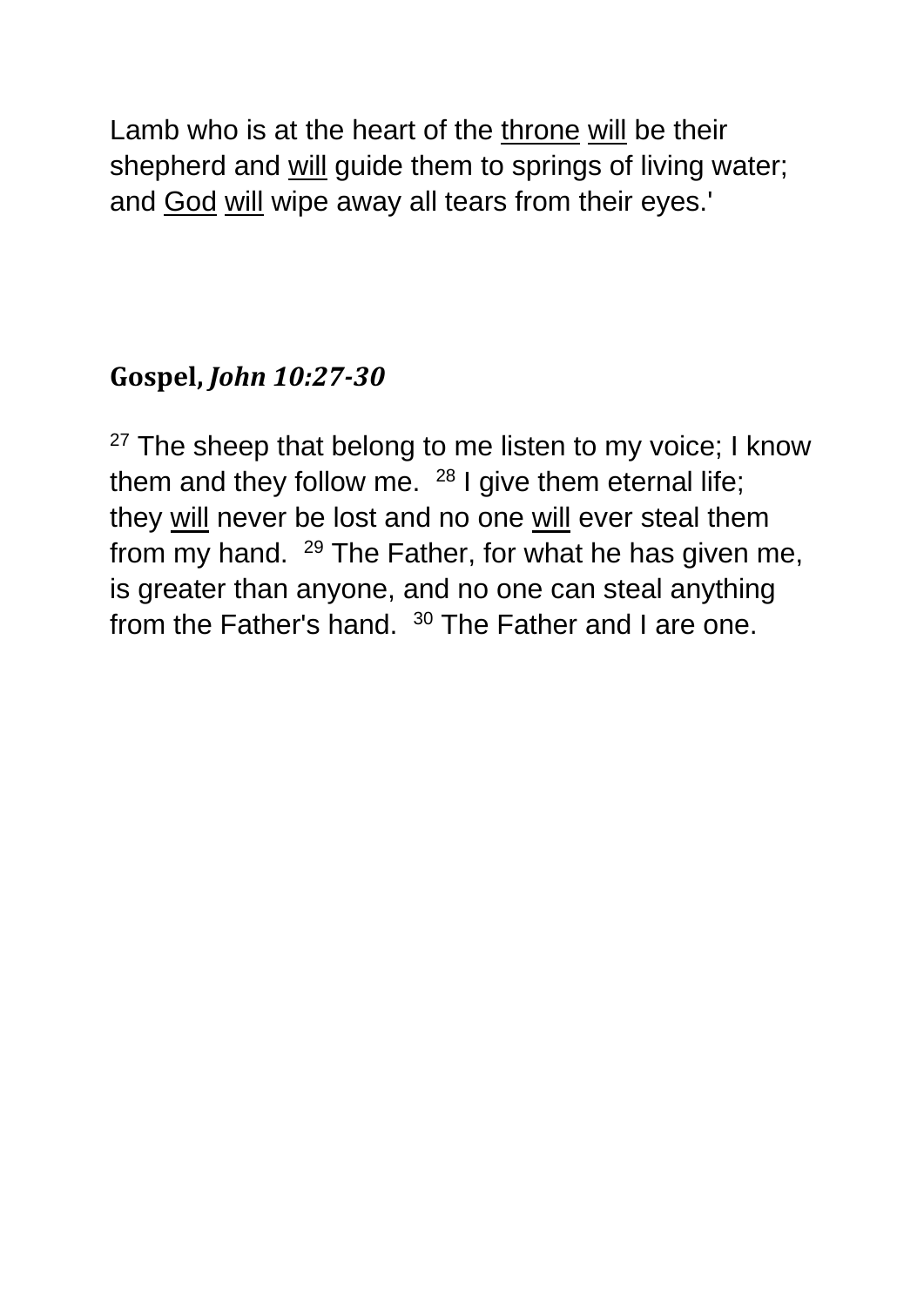Lamb who is at the heart of the throne will be their shepherd and will guide them to springs of living water; and God will wipe away all tears from their eyes.'

## **Gospel,** ***John 10:27-30***

[27] The sheep that belong to me listen to my voice; I know them and they follow me. [28] I give them eternal life; they will never be lost and no one will ever steal them from my hand. [29] The Father, for what he has given me, is greater than anyone, and no one can steal anything from the Father's hand. [30] The Father and I are one.